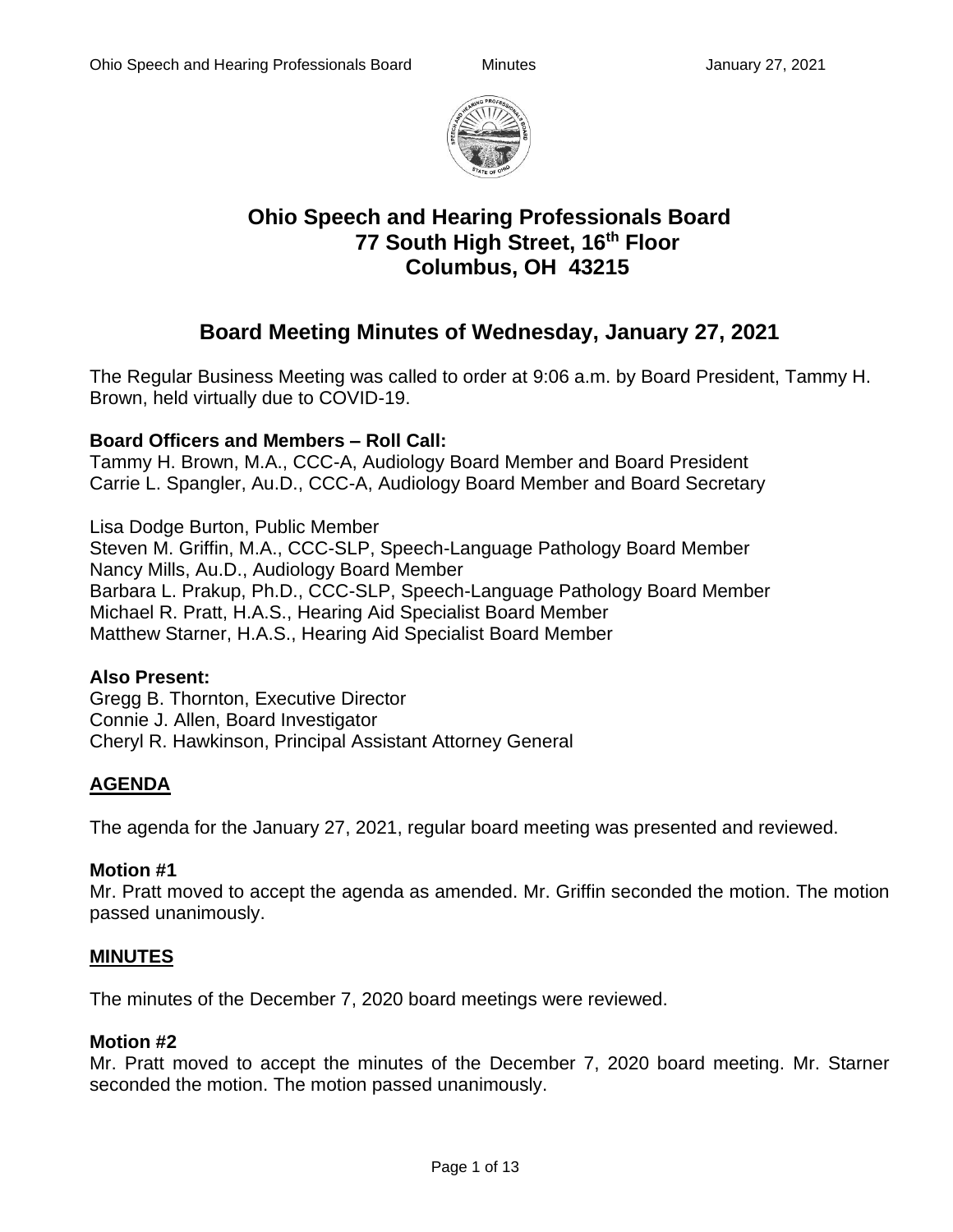# Ohio Speech and Hearing Professionals Board
# 77 South High Street, 16th Floor
# Columbus, OH 43215

## Board Meeting Minutes of Wednesday, January 27, 2021

The Regular Business Meeting was called to order at 9:06 a.m. by Board President, Tammy H. Brown, held virtually due to COVID-19.

**Board Officers and Members – Roll Call:**
Tammy H. Brown, M.A., CCC-A, Audiology Board Member and Board President
Carrie L. Spangler, Au.D., CCC-A, Audiology Board Member and Board Secretary

Lisa Dodge Burton, Public Member
Steven M. Griffin, M.A., CCC-SLP, Speech-Language Pathology Board Member
Nancy Mills, Au.D., Audiology Board Member
Barbara L. Prakup, Ph.D., CCC-SLP, Speech-Language Pathology Board Member
Michael R. Pratt, H.A.S., Hearing Aid Specialist Board Member
Matthew Starner, H.A.S., Hearing Aid Specialist Board Member

**Also Present:**
Gregg B. Thornton, Executive Director
Connie J. Allen, Board Investigator
Cheryl R. Hawkinson, Principal Assistant Attorney General

### AGENDA

The agenda for the January 27, 2021, regular board meeting was presented and reviewed.

**Motion #1**
Mr. Pratt moved to accept the agenda as amended. Mr. Griffin seconded the motion. The motion passed unanimously.

### MINUTES

The minutes of the December 7, 2020 board meetings were reviewed.

**Motion #2**
Mr. Pratt moved to accept the minutes of the December 7, 2020 board meeting. Mr. Starner seconded the motion. The motion passed unanimously.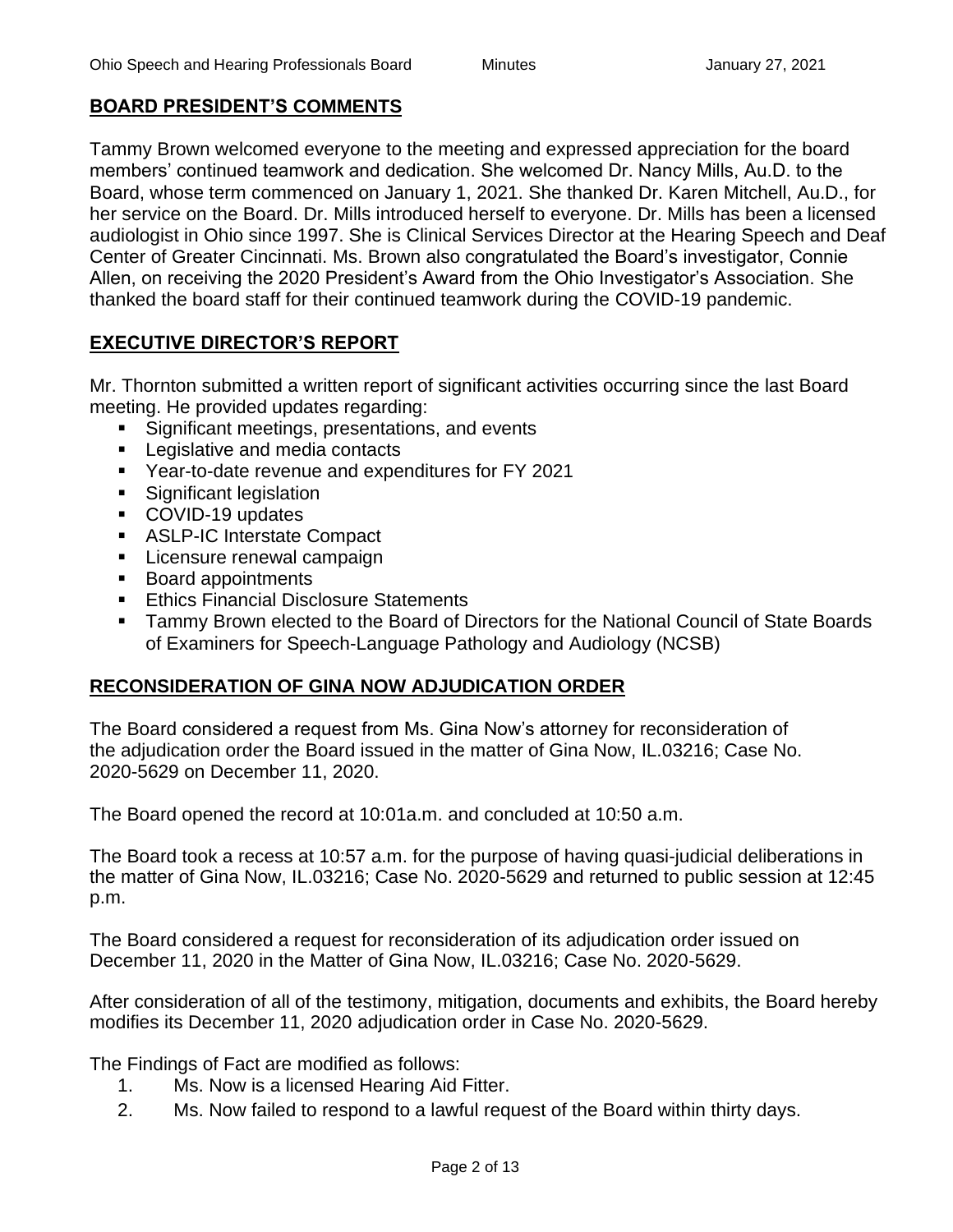## BOARD PRESIDENT'S COMMENTS

Tammy Brown welcomed everyone to the meeting and expressed appreciation for the board members' continued teamwork and dedication. She welcomed Dr. Nancy Mills, Au.D. to the Board, whose term commenced on January 1, 2021. She thanked Dr. Karen Mitchell, Au.D., for her service on the Board. Dr. Mills introduced herself to everyone. Dr. Mills has been a licensed audiologist in Ohio since 1997. She is Clinical Services Director at the Hearing Speech and Deaf Center of Greater Cincinnati. Ms. Brown also congratulated the Board's investigator, Connie Allen, on receiving the 2020 President's Award from the Ohio Investigator's Association. She thanked the board staff for their continued teamwork during the COVID-19 pandemic.

## EXECUTIVE DIRECTOR'S REPORT

Mr. Thornton submitted a written report of significant activities occurring since the last Board meeting. He provided updates regarding:

- Significant meetings, presentations, and events
- Legislative and media contacts
- Year-to-date revenue and expenditures for FY 2021
- Significant legislation
- COVID-19 updates
- ASLP-IC Interstate Compact
- Licensure renewal campaign
- Board appointments
- Ethics Financial Disclosure Statements
- Tammy Brown elected to the Board of Directors for the National Council of State Boards of Examiners for Speech-Language Pathology and Audiology (NCSB)

## RECONSIDERATION OF GINA NOW ADJUDICATION ORDER

The Board considered a request from Ms. Gina Now's attorney for reconsideration of the adjudication order the Board issued in the matter of Gina Now, IL.03216; Case No. 2020-5629 on December 11, 2020.

The Board opened the record at 10:01a.m. and concluded at 10:50 a.m.

The Board took a recess at 10:57 a.m. for the purpose of having quasi-judicial deliberations in the matter of Gina Now, IL.03216; Case No. 2020-5629 and returned to public session at 12:45 p.m.

The Board considered a request for reconsideration of its adjudication order issued on December 11, 2020 in the Matter of Gina Now, IL.03216; Case No. 2020-5629.

After consideration of all of the testimony, mitigation, documents and exhibits, the Board hereby modifies its December 11, 2020 adjudication order in Case No. 2020-5629.

The Findings of Fact are modified as follows:

1. Ms. Now is a licensed Hearing Aid Fitter.
2. Ms. Now failed to respond to a lawful request of the Board within thirty days.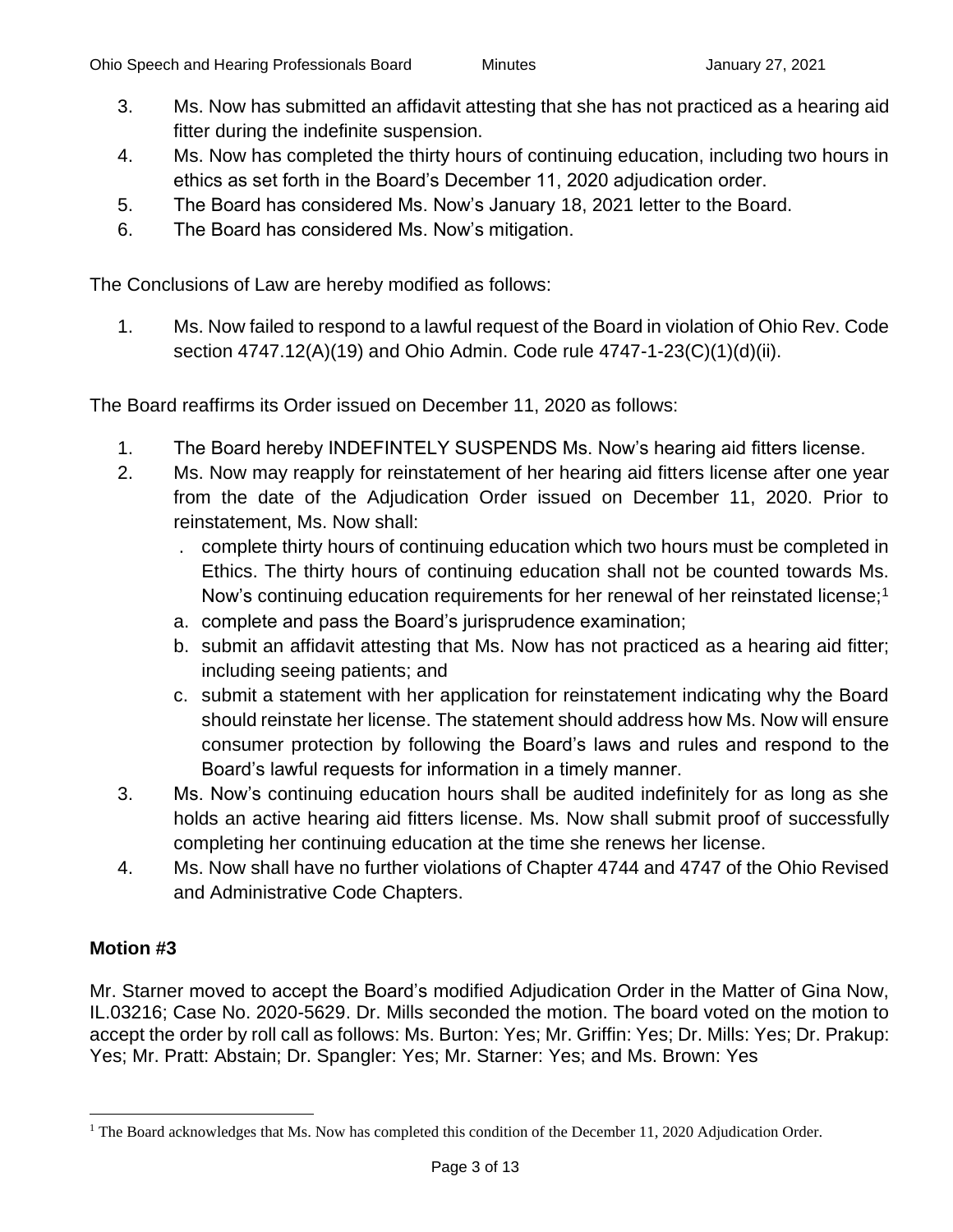3. Ms. Now has submitted an affidavit attesting that she has not practiced as a hearing aid fitter during the indefinite suspension.
4. Ms. Now has completed the thirty hours of continuing education, including two hours in ethics as set forth in the Board's December 11, 2020 adjudication order.
5. The Board has considered Ms. Now's January 18, 2021 letter to the Board.
6. The Board has considered Ms. Now's mitigation.

The Conclusions of Law are hereby modified as follows:

1. Ms. Now failed to respond to a lawful request of the Board in violation of Ohio Rev. Code section 4747.12(A)(19) and Ohio Admin. Code rule 4747-1-23(C)(1)(d)(ii).

The Board reaffirms its Order issued on December 11, 2020 as follows:

1. The Board hereby INDEFINTELY SUSPENDS Ms. Now's hearing aid fitters license.
2. Ms. Now may reapply for reinstatement of her hearing aid fitters license after one year from the date of the Adjudication Order issued on December 11, 2020. Prior to reinstatement, Ms. Now shall:
   . complete thirty hours of continuing education which two hours must be completed in Ethics. The thirty hours of continuing education shall not be counted towards Ms. Now's continuing education requirements for her renewal of her reinstated license;[1]
   a. complete and pass the Board's jurisprudence examination;
   b. submit an affidavit attesting that Ms. Now has not practiced as a hearing aid fitter; including seeing patients; and
   c. submit a statement with her application for reinstatement indicating why the Board should reinstate her license. The statement should address how Ms. Now will ensure consumer protection by following the Board's laws and rules and respond to the Board's lawful requests for information in a timely manner.
3. Ms. Now's continuing education hours shall be audited indefinitely for as long as she holds an active hearing aid fitters license. Ms. Now shall submit proof of successfully completing her continuing education at the time she renews her license.
4. Ms. Now shall have no further violations of Chapter 4744 and 4747 of the Ohio Revised and Administrative Code Chapters.

**Motion #3**

Mr. Starner moved to accept the Board's modified Adjudication Order in the Matter of Gina Now, IL.03216; Case No. 2020-5629. Dr. Mills seconded the motion. The board voted on the motion to accept the order by roll call as follows: Ms. Burton: Yes; Mr. Griffin: Yes; Dr. Mills: Yes; Dr. Prakup: Yes; Mr. Pratt: Abstain; Dr. Spangler: Yes; Mr. Starner: Yes; and Ms. Brown: Yes

[1] The Board acknowledges that Ms. Now has completed this condition of the December 11, 2020 Adjudication Order.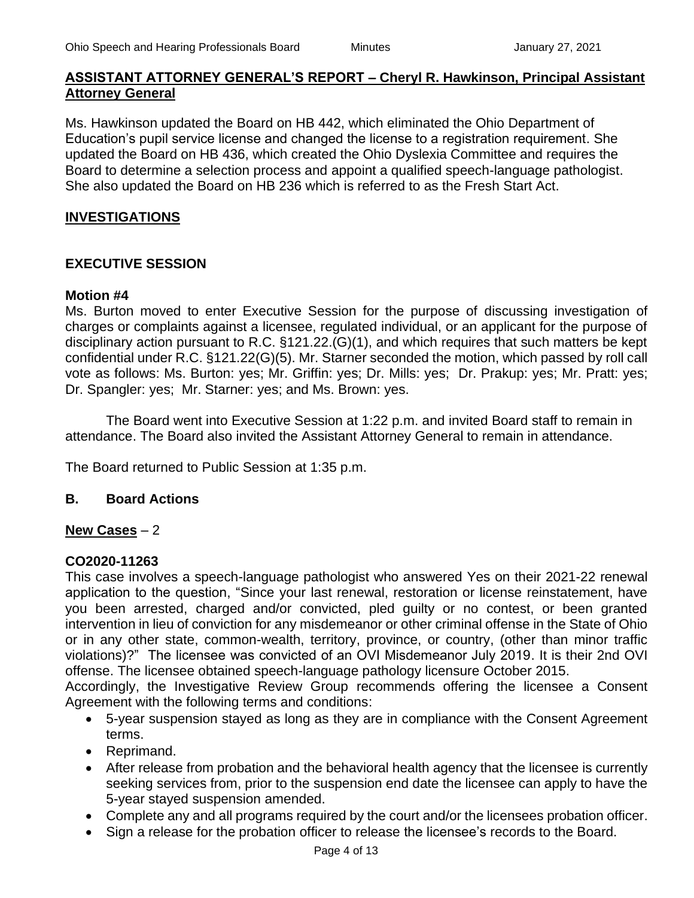## ASSISTANT ATTORNEY GENERAL'S REPORT – Cheryl R. Hawkinson, Principal Assistant Attorney General

Ms. Hawkinson updated the Board on HB 442, which eliminated the Ohio Department of Education's pupil service license and changed the license to a registration requirement. She updated the Board on HB 436, which created the Ohio Dyslexia Committee and requires the Board to determine a selection process and appoint a qualified speech-language pathologist. She also updated the Board on HB 236 which is referred to as the Fresh Start Act.

## INVESTIGATIONS

## EXECUTIVE SESSION

### Motion #4

Ms. Burton moved to enter Executive Session for the purpose of discussing investigation of charges or complaints against a licensee, regulated individual, or an applicant for the purpose of disciplinary action pursuant to R.C. §121.22.(G)(1), and which requires that such matters be kept confidential under R.C. §121.22(G)(5). Mr. Starner seconded the motion, which passed by roll call vote as follows: Ms. Burton: yes; Mr. Griffin: yes; Dr. Mills: yes; Dr. Prakup: yes; Mr. Pratt: yes; Dr. Spangler: yes; Mr. Starner: yes; and Ms. Brown: yes.

The Board went into Executive Session at 1:22 p.m. and invited Board staff to remain in attendance. The Board also invited the Assistant Attorney General to remain in attendance.

The Board returned to Public Session at 1:35 p.m.

## B. Board Actions

**New Cases** – 2

### CO2020-11263

This case involves a speech-language pathologist who answered Yes on their 2021-22 renewal application to the question, "Since your last renewal, restoration or license reinstatement, have you been arrested, charged and/or convicted, pled guilty or no contest, or been granted intervention in lieu of conviction for any misdemeanor or other criminal offense in the State of Ohio or in any other state, common-wealth, territory, province, or country, (other than minor traffic violations)?" The licensee was convicted of an OVI Misdemeanor July 2019. It is their 2nd OVI offense. The licensee obtained speech-language pathology licensure October 2015.

Accordingly, the Investigative Review Group recommends offering the licensee a Consent Agreement with the following terms and conditions:

- 5-year suspension stayed as long as they are in compliance with the Consent Agreement terms.
- Reprimand.
- After release from probation and the behavioral health agency that the licensee is currently seeking services from, prior to the suspension end date the licensee can apply to have the 5-year stayed suspension amended.
- Complete any and all programs required by the court and/or the licensees probation officer.
- Sign a release for the probation officer to release the licensee's records to the Board.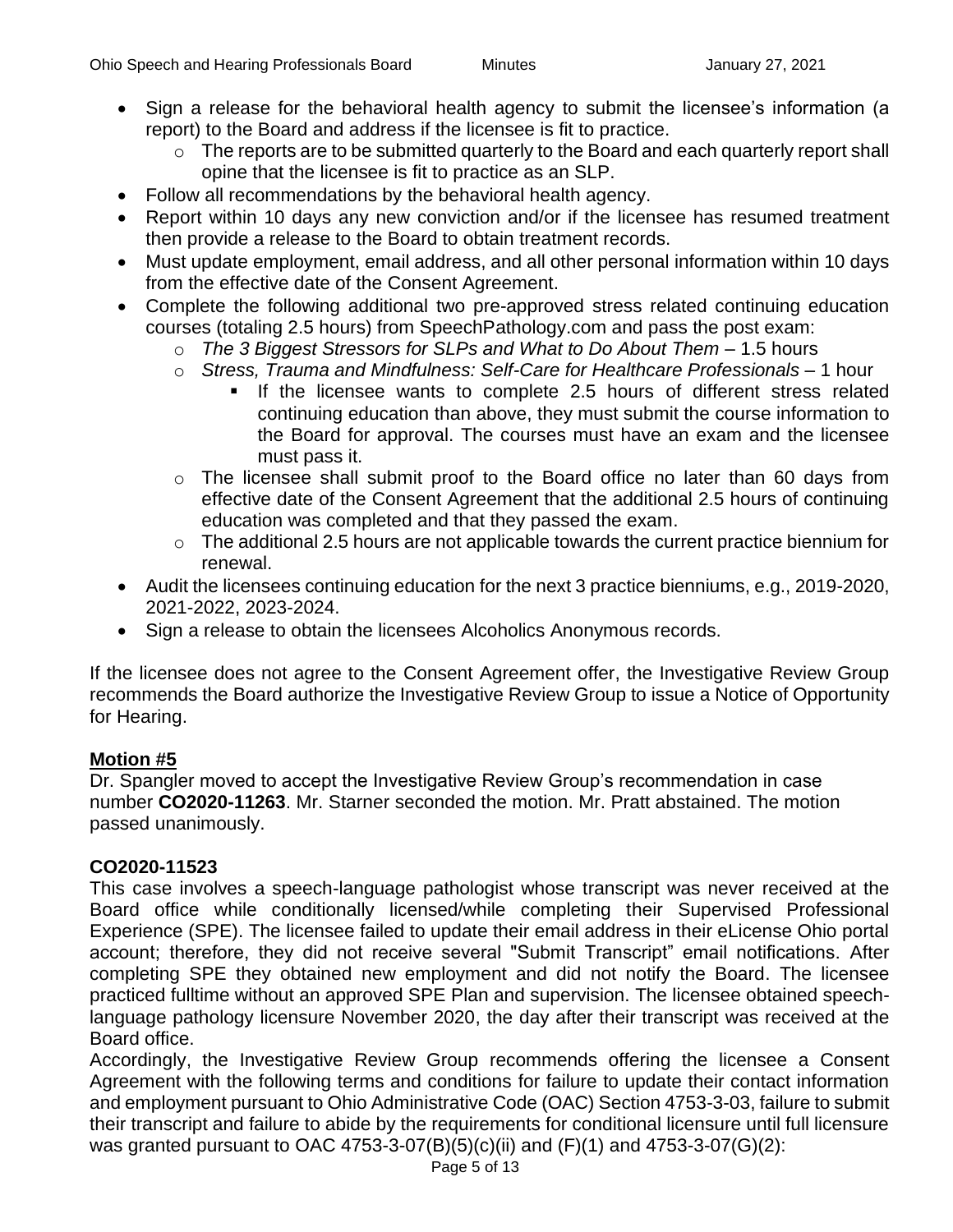- Sign a release for the behavioral health agency to submit the licensee's information (a report) to the Board and address if the licensee is fit to practice.
    - The reports are to be submitted quarterly to the Board and each quarterly report shall opine that the licensee is fit to practice as an SLP.
- Follow all recommendations by the behavioral health agency.
- Report within 10 days any new conviction and/or if the licensee has resumed treatment then provide a release to the Board to obtain treatment records.
- Must update employment, email address, and all other personal information within 10 days from the effective date of the Consent Agreement.
- Complete the following additional two pre-approved stress related continuing education courses (totaling 2.5 hours) from SpeechPathology.com and pass the post exam:
    - *The 3 Biggest Stressors for SLPs and What to Do About Them* – 1.5 hours
    - *Stress, Trauma and Mindfulness: Self-Care for Healthcare Professionals* – 1 hour
        - If the licensee wants to complete 2.5 hours of different stress related continuing education than above, they must submit the course information to the Board for approval. The courses must have an exam and the licensee must pass it.
    - The licensee shall submit proof to the Board office no later than 60 days from effective date of the Consent Agreement that the additional 2.5 hours of continuing education was completed and that they passed the exam.
    - The additional 2.5 hours are not applicable towards the current practice biennium for renewal.
- Audit the licensees continuing education for the next 3 practice bienniums, e.g., 2019-2020, 2021-2022, 2023-2024.
- Sign a release to obtain the licensees Alcoholics Anonymous records.

If the licensee does not agree to the Consent Agreement offer, the Investigative Review Group recommends the Board authorize the Investigative Review Group to issue a Notice of Opportunity for Hearing.

**Motion #5**

Dr. Spangler moved to accept the Investigative Review Group's recommendation in case number **CO2020-11263**. Mr. Starner seconded the motion. Mr. Pratt abstained. The motion passed unanimously.

**CO2020-11523**

This case involves a speech-language pathologist whose transcript was never received at the Board office while conditionally licensed/while completing their Supervised Professional Experience (SPE). The licensee failed to update their email address in their eLicense Ohio portal account; therefore, they did not receive several "Submit Transcript" email notifications. After completing SPE they obtained new employment and did not notify the Board. The licensee practiced fulltime without an approved SPE Plan and supervision. The licensee obtained speech-language pathology licensure November 2020, the day after their transcript was received at the Board office.

Accordingly, the Investigative Review Group recommends offering the licensee a Consent Agreement with the following terms and conditions for failure to update their contact information and employment pursuant to Ohio Administrative Code (OAC) Section 4753-3-03, failure to submit their transcript and failure to abide by the requirements for conditional licensure until full licensure was granted pursuant to OAC 4753-3-07(B)(5)(c)(ii) and (F)(1) and 4753-3-07(G)(2):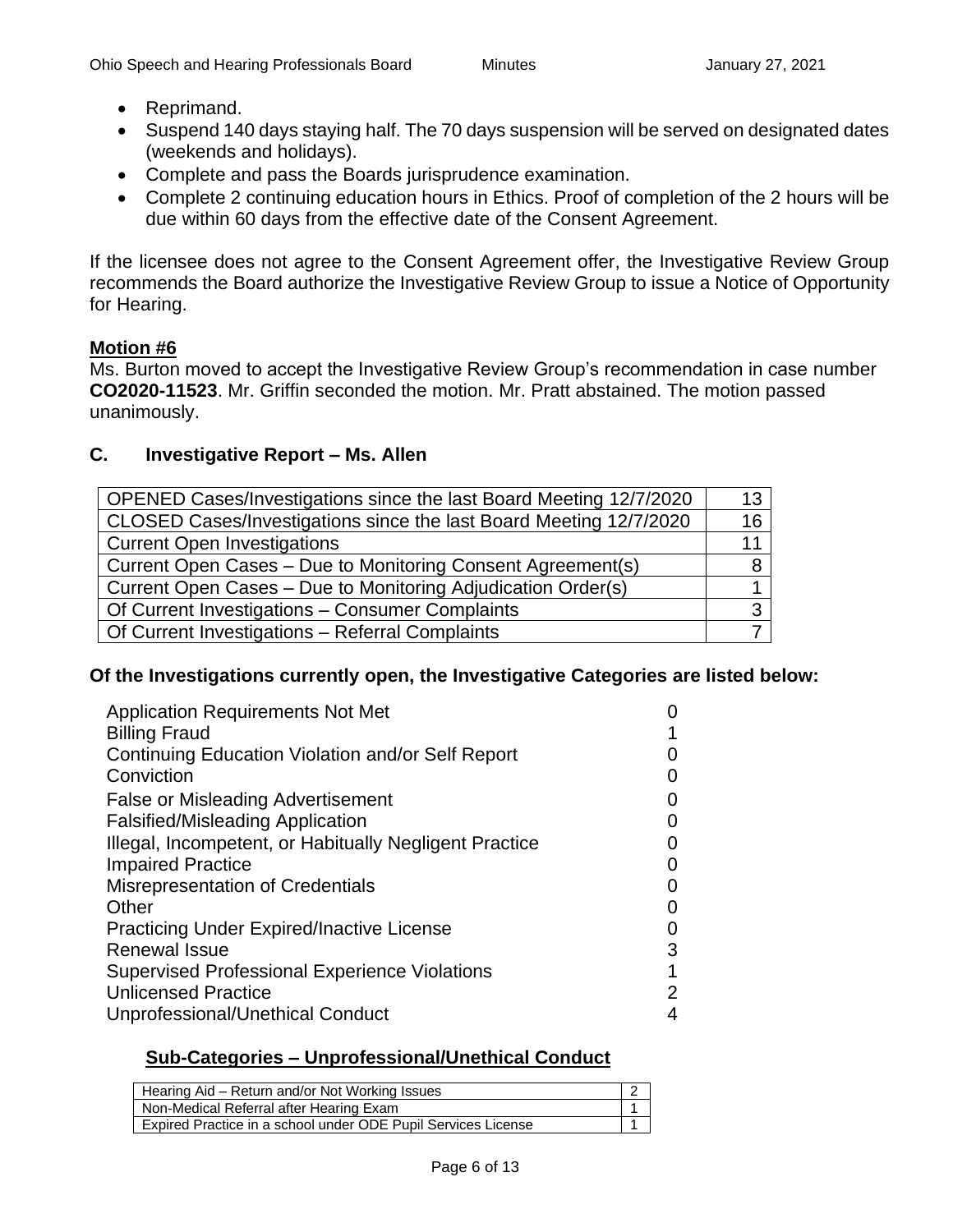- Reprimand.
- Suspend 140 days staying half. The 70 days suspension will be served on designated dates (weekends and holidays).
- Complete and pass the Boards jurisprudence examination.
- Complete 2 continuing education hours in Ethics. Proof of completion of the 2 hours will be due within 60 days from the effective date of the Consent Agreement.

If the licensee does not agree to the Consent Agreement offer, the Investigative Review Group recommends the Board authorize the Investigative Review Group to issue a Notice of Opportunity for Hearing.

**Motion #6**

Ms. Burton moved to accept the Investigative Review Group's recommendation in case number **CO2020-11523**. Mr. Griffin seconded the motion. Mr. Pratt abstained. The motion passed unanimously.

### C. Investigative Report – Ms. Allen

| | |
|---|---|
| OPENED Cases/Investigations since the last Board Meeting 12/7/2020 | 13 |
| CLOSED Cases/Investigations since the last Board Meeting 12/7/2020 | 16 |
| Current Open Investigations | 11 |
| Current Open Cases – Due to Monitoring Consent Agreement(s) | 8 |
| Current Open Cases – Due to Monitoring Adjudication Order(s) | 1 |
| Of Current Investigations – Consumer Complaints | 3 |
| Of Current Investigations – Referral Complaints | 7 |

**Of the Investigations currently open, the Investigative Categories are listed below:**

| | |
|---|---|
| Application Requirements Not Met | 0 |
| Billing Fraud | 1 |
| Continuing Education Violation and/or Self Report | 0 |
| Conviction | 0 |
| False or Misleading Advertisement | 0 |
| Falsified/Misleading Application | 0 |
| Illegal, Incompetent, or Habitually Negligent Practice | 0 |
| Impaired Practice | 0 |
| Misrepresentation of Credentials | 0 |
| Other | 0 |
| Practicing Under Expired/Inactive License | 0 |
| Renewal Issue | 3 |
| Supervised Professional Experience Violations | 1 |
| Unlicensed Practice | 2 |
| Unprofessional/Unethical Conduct | 4 |

**Sub-Categories – Unprofessional/Unethical Conduct**

| | |
|---|---|
| Hearing Aid – Return and/or Not Working Issues | 2 |
| Non-Medical Referral after Hearing Exam | 1 |
| Expired Practice in a school under ODE Pupil Services License | 1 |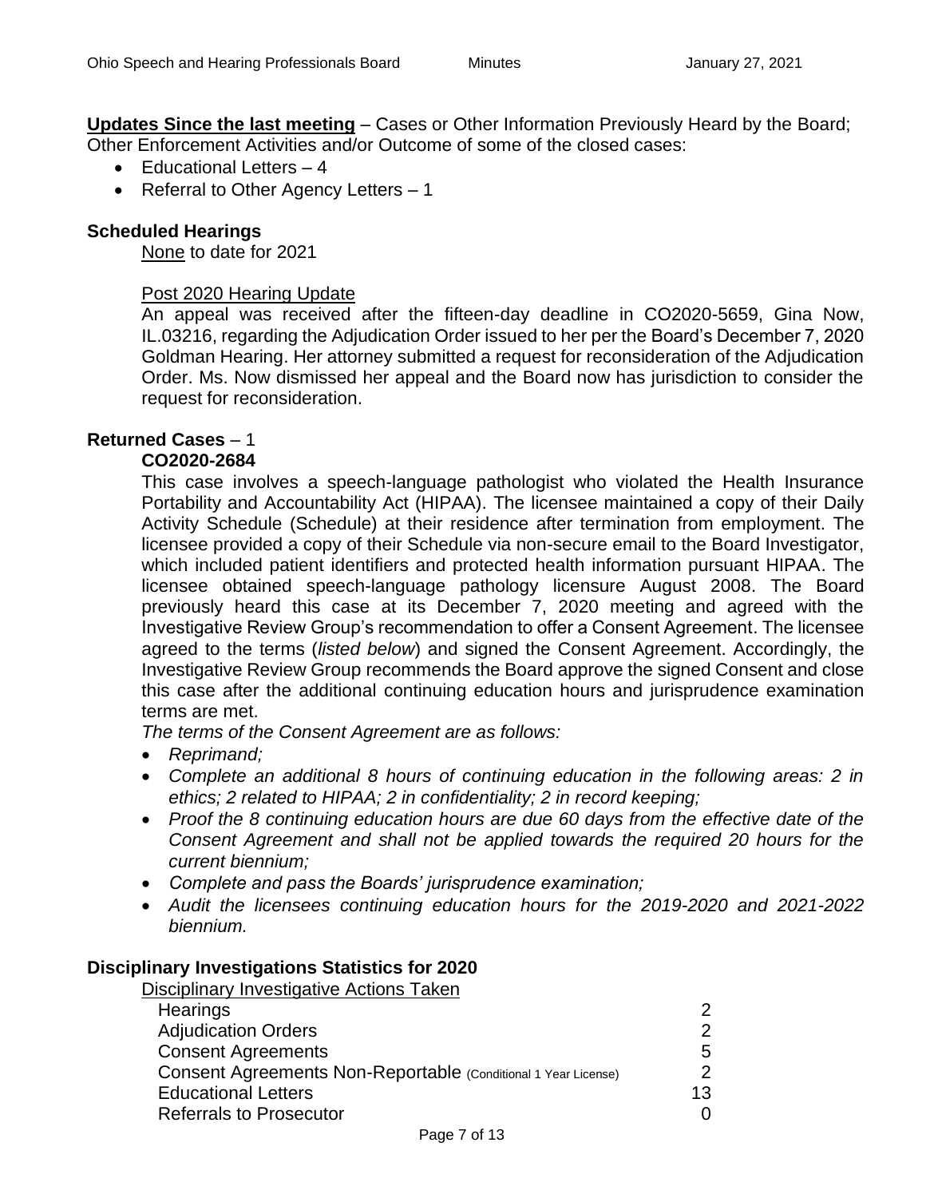**Updates Since the last meeting** – Cases or Other Information Previously Heard by the Board; Other Enforcement Activities and/or Outcome of some of the closed cases:

- Educational Letters – 4
- Referral to Other Agency Letters – 1

### Scheduled Hearings

None to date for 2021

Post 2020 Hearing Update

An appeal was received after the fifteen-day deadline in CO2020-5659, Gina Now, IL.03216, regarding the Adjudication Order issued to her per the Board's December 7, 2020 Goldman Hearing. Her attorney submitted a request for reconsideration of the Adjudication Order. Ms. Now dismissed her appeal and the Board now has jurisdiction to consider the request for reconsideration.

### Returned Cases – 1

**CO2020-2684**

This case involves a speech-language pathologist who violated the Health Insurance Portability and Accountability Act (HIPAA). The licensee maintained a copy of their Daily Activity Schedule (Schedule) at their residence after termination from employment. The licensee provided a copy of their Schedule via non-secure email to the Board Investigator, which included patient identifiers and protected health information pursuant HIPAA. The licensee obtained speech-language pathology licensure August 2008. The Board previously heard this case at its December 7, 2020 meeting and agreed with the Investigative Review Group's recommendation to offer a Consent Agreement. The licensee agreed to the terms (*listed below*) and signed the Consent Agreement. Accordingly, the Investigative Review Group recommends the Board approve the signed Consent and close this case after the additional continuing education hours and jurisprudence examination terms are met.

*The terms of the Consent Agreement are as follows:*

- *Reprimand;*
- *Complete an additional 8 hours of continuing education in the following areas: 2 in ethics; 2 related to HIPAA; 2 in confidentiality; 2 in record keeping;*
- *Proof the 8 continuing education hours are due 60 days from the effective date of the Consent Agreement and shall not be applied towards the required 20 hours for the current biennium;*
- *Complete and pass the Boards' jurisprudence examination;*
- *Audit the licensees continuing education hours for the 2019-2020 and 2021-2022 biennium.*

### Disciplinary Investigations Statistics for 2020

| Disciplinary Investigative Actions Taken | |
|---|---|
| Hearings | 2 |
| Adjudication Orders | 2 |
| Consent Agreements | 5 |
| Consent Agreements Non-Reportable (Conditional 1 Year License) | 2 |
| Educational Letters | 13 |
| Referrals to Prosecutor | 0 |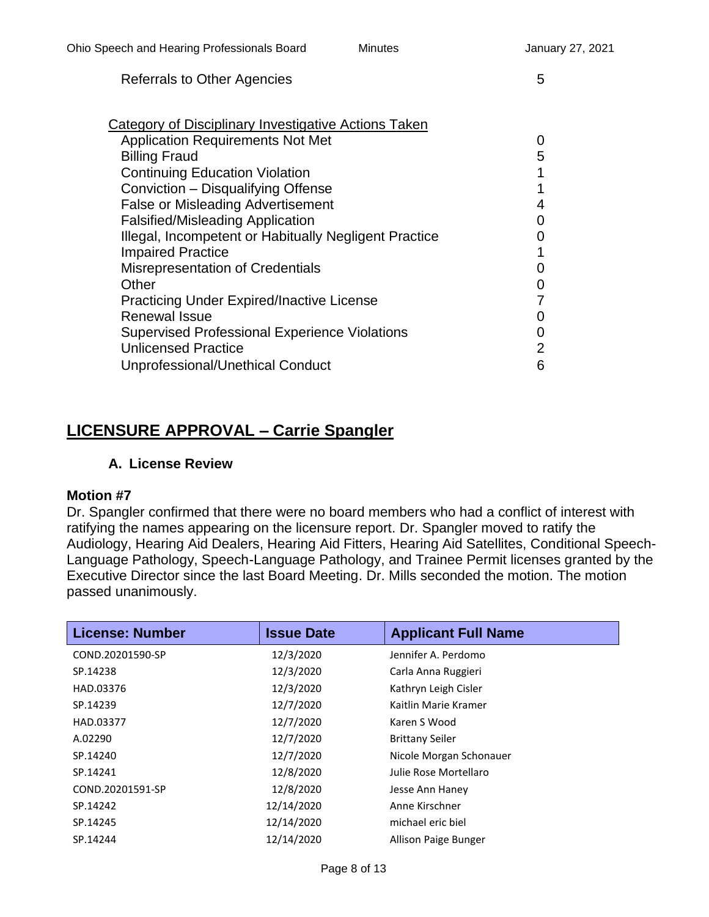| | |
|---|---|
| Referrals to Other Agencies | 5 |

| Category of Disciplinary Investigative Actions Taken | |
|---|---|
| Application Requirements Not Met | 0 |
| Billing Fraud | 5 |
| Continuing Education Violation | 1 |
| Conviction – Disqualifying Offense | 1 |
| False or Misleading Advertisement | 4 |
| Falsified/Misleading Application | 0 |
| Illegal, Incompetent or Habitually Negligent Practice | 0 |
| Impaired Practice | 1 |
| Misrepresentation of Credentials | 0 |
| Other | 0 |
| Practicing Under Expired/Inactive License | 7 |
| Renewal Issue | 0 |
| Supervised Professional Experience Violations | 0 |
| Unlicensed Practice | 2 |
| Unprofessional/Unethical Conduct | 6 |

## LICENSURE APPROVAL – Carrie Spangler

### A. License Review

**Motion #7**

Dr. Spangler confirmed that there were no board members who had a conflict of interest with ratifying the names appearing on the licensure report. Dr. Spangler moved to ratify the Audiology, Hearing Aid Dealers, Hearing Aid Fitters, Hearing Aid Satellites, Conditional Speech-Language Pathology, Speech-Language Pathology, and Trainee Permit licenses granted by the Executive Director since the last Board Meeting. Dr. Mills seconded the motion. The motion passed unanimously.

| License: Number | Issue Date | Applicant Full Name |
|---|---|---|
| COND.20201590-SP | 12/3/2020 | Jennifer A. Perdomo |
| SP.14238 | 12/3/2020 | Carla Anna Ruggieri |
| HAD.03376 | 12/3/2020 | Kathryn Leigh Cisler |
| SP.14239 | 12/7/2020 | Kaitlin Marie Kramer |
| HAD.03377 | 12/7/2020 | Karen S Wood |
| A.02290 | 12/7/2020 | Brittany Seiler |
| SP.14240 | 12/7/2020 | Nicole Morgan Schonauer |
| SP.14241 | 12/8/2020 | Julie Rose Mortellaro |
| COND.20201591-SP | 12/8/2020 | Jesse Ann Haney |
| SP.14242 | 12/14/2020 | Anne Kirschner |
| SP.14245 | 12/14/2020 | michael eric biel |
| SP.14244 | 12/14/2020 | Allison Paige Bunger |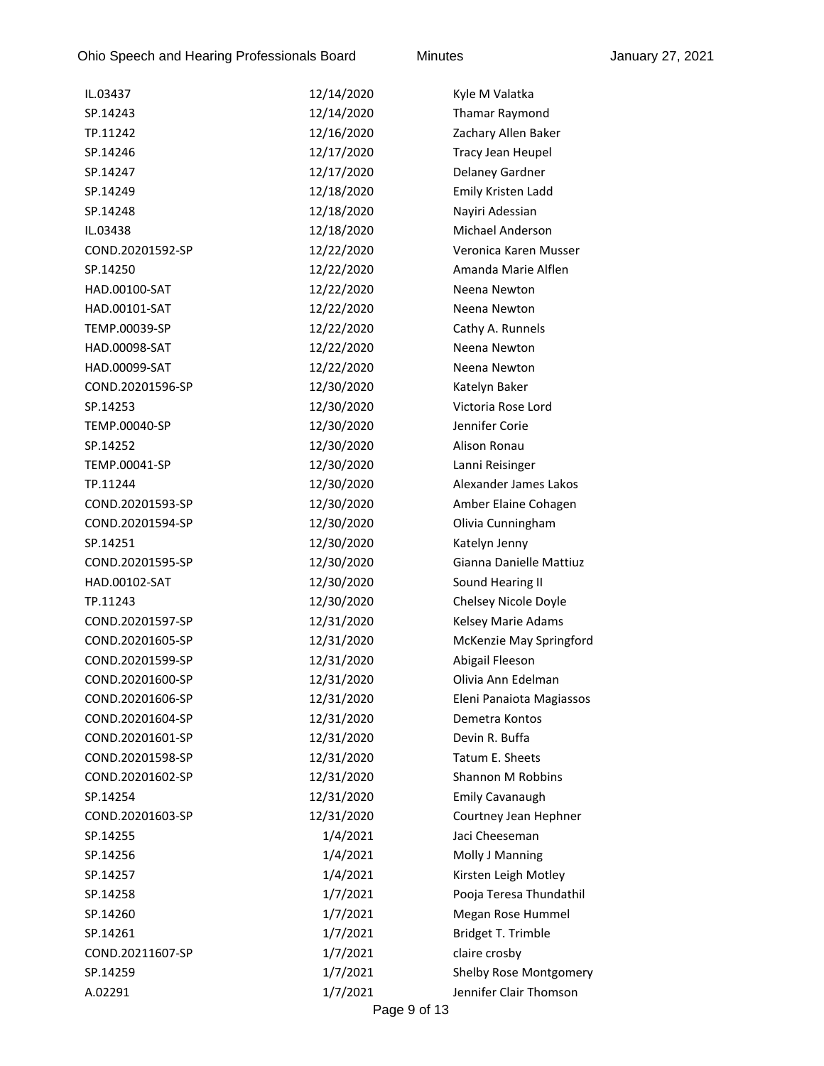| | | |
|---|---|---|
| IL.03437 | 12/14/2020 | Kyle M Valatka |
| SP.14243 | 12/14/2020 | Thamar Raymond |
| TP.11242 | 12/16/2020 | Zachary Allen Baker |
| SP.14246 | 12/17/2020 | Tracy Jean Heupel |
| SP.14247 | 12/17/2020 | Delaney Gardner |
| SP.14249 | 12/18/2020 | Emily Kristen Ladd |
| SP.14248 | 12/18/2020 | Nayiri Adessian |
| IL.03438 | 12/18/2020 | Michael Anderson |
| COND.20201592-SP | 12/22/2020 | Veronica Karen Musser |
| SP.14250 | 12/22/2020 | Amanda Marie Alflen |
| HAD.00100-SAT | 12/22/2020 | Neena Newton |
| HAD.00101-SAT | 12/22/2020 | Neena Newton |
| TEMP.00039-SP | 12/22/2020 | Cathy A. Runnels |
| HAD.00098-SAT | 12/22/2020 | Neena Newton |
| HAD.00099-SAT | 12/22/2020 | Neena Newton |
| COND.20201596-SP | 12/30/2020 | Katelyn Baker |
| SP.14253 | 12/30/2020 | Victoria Rose Lord |
| TEMP.00040-SP | 12/30/2020 | Jennifer Corie |
| SP.14252 | 12/30/2020 | Alison Ronau |
| TEMP.00041-SP | 12/30/2020 | Lanni Reisinger |
| TP.11244 | 12/30/2020 | Alexander James Lakos |
| COND.20201593-SP | 12/30/2020 | Amber Elaine Cohagen |
| COND.20201594-SP | 12/30/2020 | Olivia Cunningham |
| SP.14251 | 12/30/2020 | Katelyn Jenny |
| COND.20201595-SP | 12/30/2020 | Gianna Danielle Mattiuz |
| HAD.00102-SAT | 12/30/2020 | Sound Hearing II |
| TP.11243 | 12/30/2020 | Chelsey Nicole Doyle |
| COND.20201597-SP | 12/31/2020 | Kelsey Marie Adams |
| COND.20201605-SP | 12/31/2020 | McKenzie May Springford |
| COND.20201599-SP | 12/31/2020 | Abigail Fleeson |
| COND.20201600-SP | 12/31/2020 | Olivia Ann Edelman |
| COND.20201606-SP | 12/31/2020 | Eleni Panaiota Magiassos |
| COND.20201604-SP | 12/31/2020 | Demetra Kontos |
| COND.20201601-SP | 12/31/2020 | Devin R. Buffa |
| COND.20201598-SP | 12/31/2020 | Tatum E. Sheets |
| COND.20201602-SP | 12/31/2020 | Shannon M Robbins |
| SP.14254 | 12/31/2020 | Emily Cavanaugh |
| COND.20201603-SP | 12/31/2020 | Courtney Jean Hephner |
| SP.14255 | 1/4/2021 | Jaci Cheeseman |
| SP.14256 | 1/4/2021 | Molly J Manning |
| SP.14257 | 1/4/2021 | Kirsten Leigh Motley |
| SP.14258 | 1/7/2021 | Pooja Teresa Thundathil |
| SP.14260 | 1/7/2021 | Megan Rose Hummel |
| SP.14261 | 1/7/2021 | Bridget T. Trimble |
| COND.20211607-SP | 1/7/2021 | claire crosby |
| SP.14259 | 1/7/2021 | Shelby Rose Montgomery |
| A.02291 | 1/7/2021 | Jennifer Clair Thomson |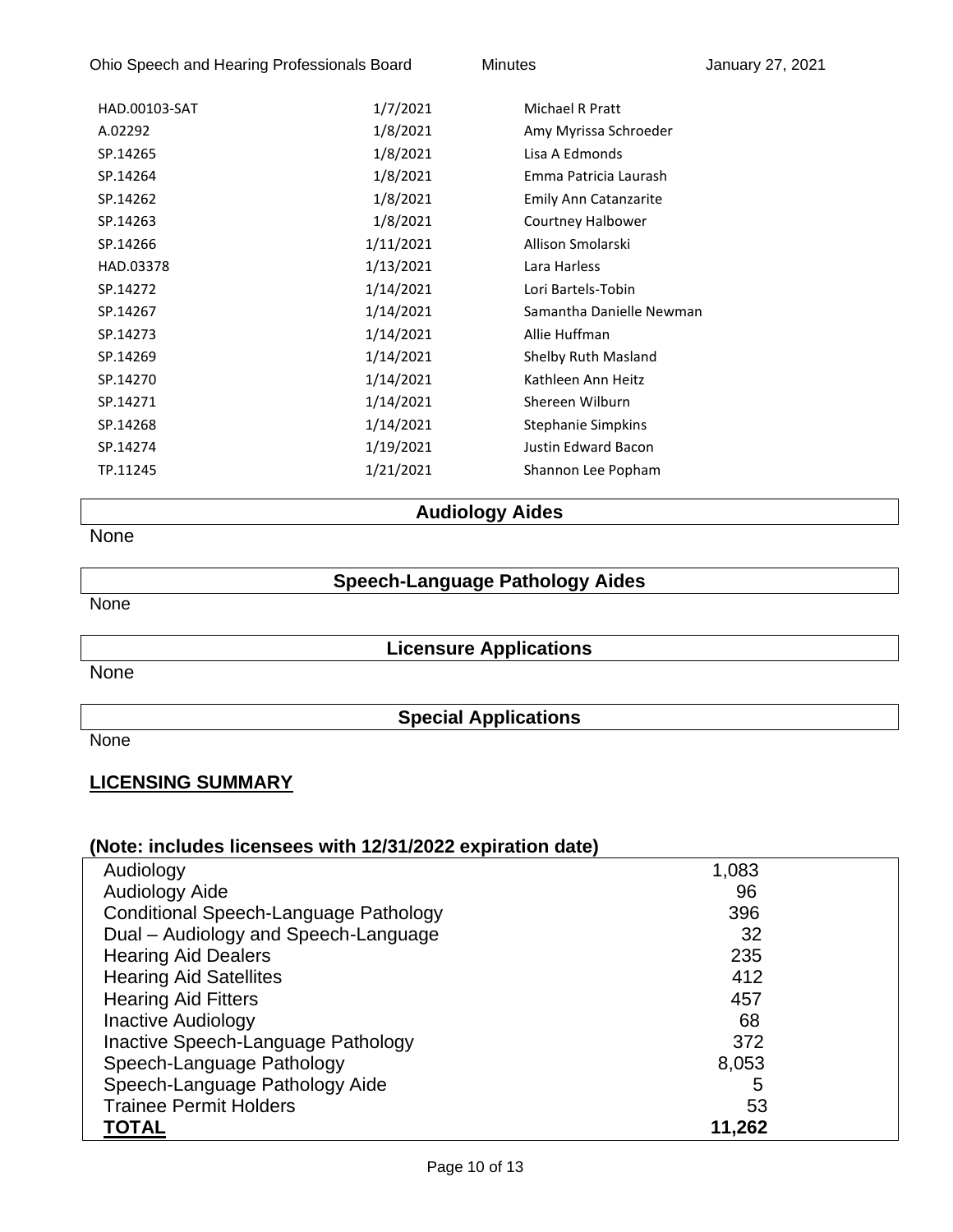| | | |
|---|---|---|
| HAD.00103-SAT | 1/7/2021 | Michael R Pratt |
| A.02292 | 1/8/2021 | Amy Myrissa Schroeder |
| SP.14265 | 1/8/2021 | Lisa A Edmonds |
| SP.14264 | 1/8/2021 | Emma Patricia Laurash |
| SP.14262 | 1/8/2021 | Emily Ann Catanzarite |
| SP.14263 | 1/8/2021 | Courtney Halbower |
| SP.14266 | 1/11/2021 | Allison Smolarski |
| HAD.03378 | 1/13/2021 | Lara Harless |
| SP.14272 | 1/14/2021 | Lori Bartels-Tobin |
| SP.14267 | 1/14/2021 | Samantha Danielle Newman |
| SP.14273 | 1/14/2021 | Allie Huffman |
| SP.14269 | 1/14/2021 | Shelby Ruth Masland |
| SP.14270 | 1/14/2021 | Kathleen Ann Heitz |
| SP.14271 | 1/14/2021 | Shereen Wilburn |
| SP.14268 | 1/14/2021 | Stephanie Simpkins |
| SP.14274 | 1/19/2021 | Justin Edward Bacon |
| TP.11245 | 1/21/2021 | Shannon Lee Popham |

**Audiology Aides**

None

**Speech-Language Pathology Aides**

None

**Licensure Applications**

None

**Special Applications**

None

## LICENSING SUMMARY

**(Note: includes licensees with 12/31/2022 expiration date)**

| | |
|---|---|
| Audiology | 1,083 |
| Audiology Aide | 96 |
| Conditional Speech-Language Pathology | 396 |
| Dual – Audiology and Speech-Language | 32 |
| Hearing Aid Dealers | 235 |
| Hearing Aid Satellites | 412 |
| Hearing Aid Fitters | 457 |
| Inactive Audiology | 68 |
| Inactive Speech-Language Pathology | 372 |
| Speech-Language Pathology | 8,053 |
| Speech-Language Pathology Aide | 5 |
| Trainee Permit Holders | 53 |
| **TOTAL** | **11,262** |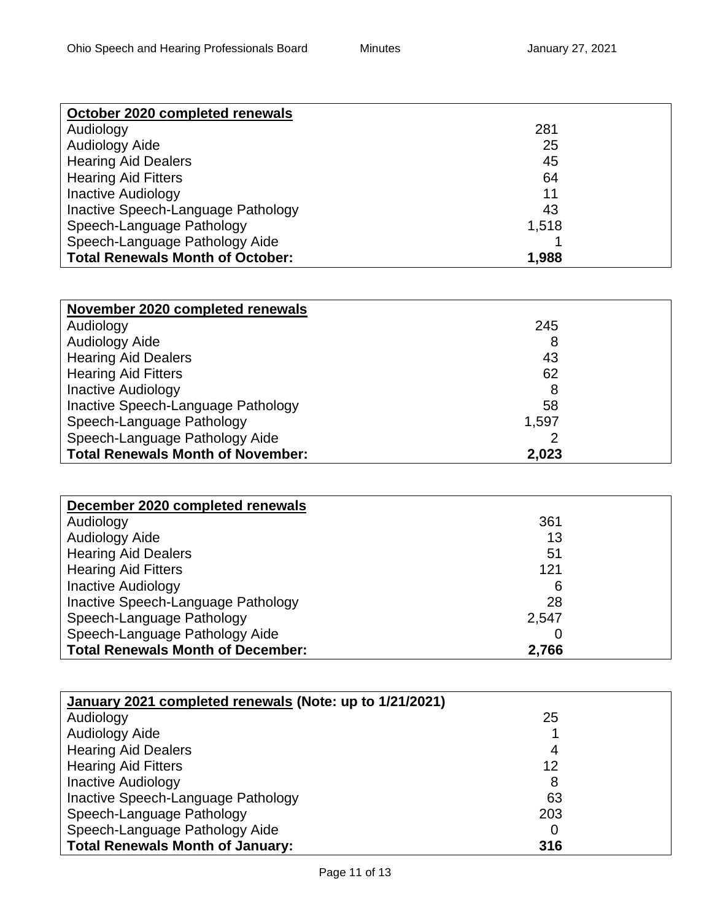| October 2020 completed renewals | |
|---|---|
| Audiology | 281 |
| Audiology Aide | 25 |
| Hearing Aid Dealers | 45 |
| Hearing Aid Fitters | 64 |
| Inactive Audiology | 11 |
| Inactive Speech-Language Pathology | 43 |
| Speech-Language Pathology | 1,518 |
| Speech-Language Pathology Aide | 1 |
| **Total Renewals Month of October:** | **1,988** |

| November 2020 completed renewals | |
|---|---|
| Audiology | 245 |
| Audiology Aide | 8 |
| Hearing Aid Dealers | 43 |
| Hearing Aid Fitters | 62 |
| Inactive Audiology | 8 |
| Inactive Speech-Language Pathology | 58 |
| Speech-Language Pathology | 1,597 |
| Speech-Language Pathology Aide | 2 |
| **Total Renewals Month of November:** | **2,023** |

| December 2020 completed renewals | |
|---|---|
| Audiology | 361 |
| Audiology Aide | 13 |
| Hearing Aid Dealers | 51 |
| Hearing Aid Fitters | 121 |
| Inactive Audiology | 6 |
| Inactive Speech-Language Pathology | 28 |
| Speech-Language Pathology | 2,547 |
| Speech-Language Pathology Aide | 0 |
| **Total Renewals Month of December:** | **2,766** |

| January 2021 completed renewals (Note: up to 1/21/2021) | |
|---|---|
| Audiology | 25 |
| Audiology Aide | 1 |
| Hearing Aid Dealers | 4 |
| Hearing Aid Fitters | 12 |
| Inactive Audiology | 8 |
| Inactive Speech-Language Pathology | 63 |
| Speech-Language Pathology | 203 |
| Speech-Language Pathology Aide | 0 |
| **Total Renewals Month of January:** | **316** |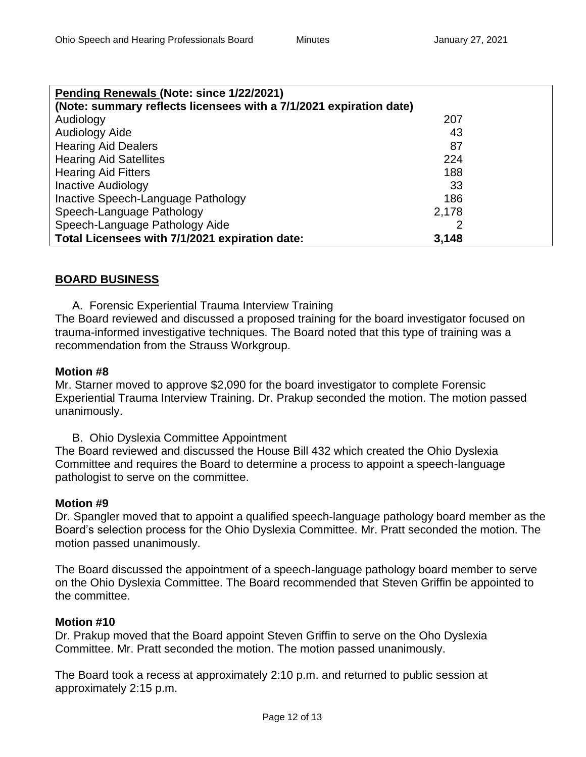| Pending Renewals (Note: since 1/22/2021) (Note: summary reflects licensees with a 7/1/2021 expiration date) | |
|---|---|
| Audiology | 207 |
| Audiology Aide | 43 |
| Hearing Aid Dealers | 87 |
| Hearing Aid Satellites | 224 |
| Hearing Aid Fitters | 188 |
| Inactive Audiology | 33 |
| Inactive Speech-Language Pathology | 186 |
| Speech-Language Pathology | 2,178 |
| Speech-Language Pathology Aide | 2 |
| **Total Licensees with 7/1/2021 expiration date:** | **3,148** |

## BOARD BUSINESS

A. Forensic Experiential Trauma Interview Training

The Board reviewed and discussed a proposed training for the board investigator focused on trauma-informed investigative techniques. The Board noted that this type of training was a recommendation from the Strauss Workgroup.

**Motion #8**

Mr. Starner moved to approve $2,090 for the board investigator to complete Forensic Experiential Trauma Interview Training. Dr. Prakup seconded the motion. The motion passed unanimously.

B. Ohio Dyslexia Committee Appointment

The Board reviewed and discussed the House Bill 432 which created the Ohio Dyslexia Committee and requires the Board to determine a process to appoint a speech-language pathologist to serve on the committee.

**Motion #9**

Dr. Spangler moved that to appoint a qualified speech-language pathology board member as the Board's selection process for the Ohio Dyslexia Committee. Mr. Pratt seconded the motion. The motion passed unanimously.

The Board discussed the appointment of a speech-language pathology board member to serve on the Ohio Dyslexia Committee. The Board recommended that Steven Griffin be appointed to the committee.

**Motion #10**

Dr. Prakup moved that the Board appoint Steven Griffin to serve on the Oho Dyslexia Committee. Mr. Pratt seconded the motion. The motion passed unanimously.

The Board took a recess at approximately 2:10 p.m. and returned to public session at approximately 2:15 p.m.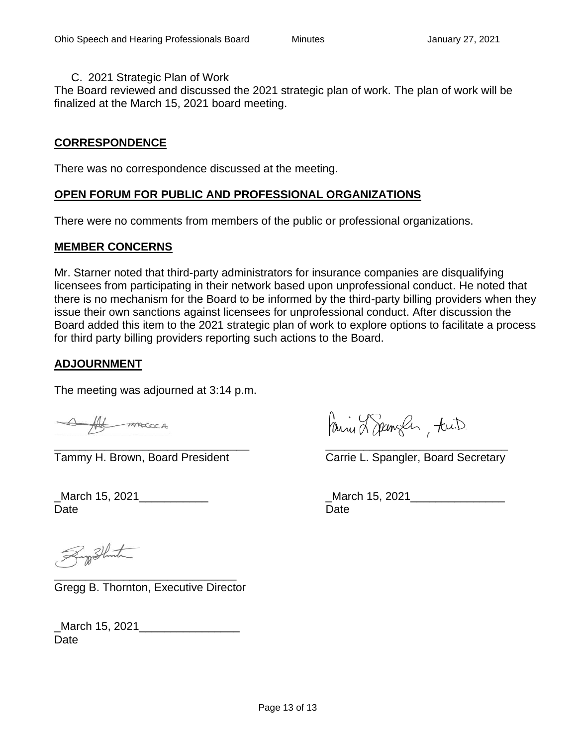C. 2021 Strategic Plan of Work

The Board reviewed and discussed the 2021 strategic plan of work. The plan of work will be finalized at the March 15, 2021 board meeting.

## CORRESPONDENCE

There was no correspondence discussed at the meeting.

## OPEN FORUM FOR PUBLIC AND PROFESSIONAL ORGANIZATIONS

There were no comments from members of the public or professional organizations.

## MEMBER CONCERNS

Mr. Starner noted that third-party administrators for insurance companies are disqualifying licensees from participating in their network based upon unprofessional conduct. He noted that there is no mechanism for the Board to be informed by the third-party billing providers when they issue their own sanctions against licensees for unprofessional conduct. After discussion the Board added this item to the 2021 strategic plan of work to explore options to facilitate a process for third party billing providers reporting such actions to the Board.

## ADJOURNMENT

The meeting was adjourned at 3:14 p.m.

_______________________________
Tammy H. Brown, Board President

_March 15, 2021___________
Date

_______________________________
Carrie L. Spangler, Board Secretary

_March 15, 2021_______________
Date

_______________________________
Gregg B. Thornton, Executive Director

_March 15, 2021________________
Date